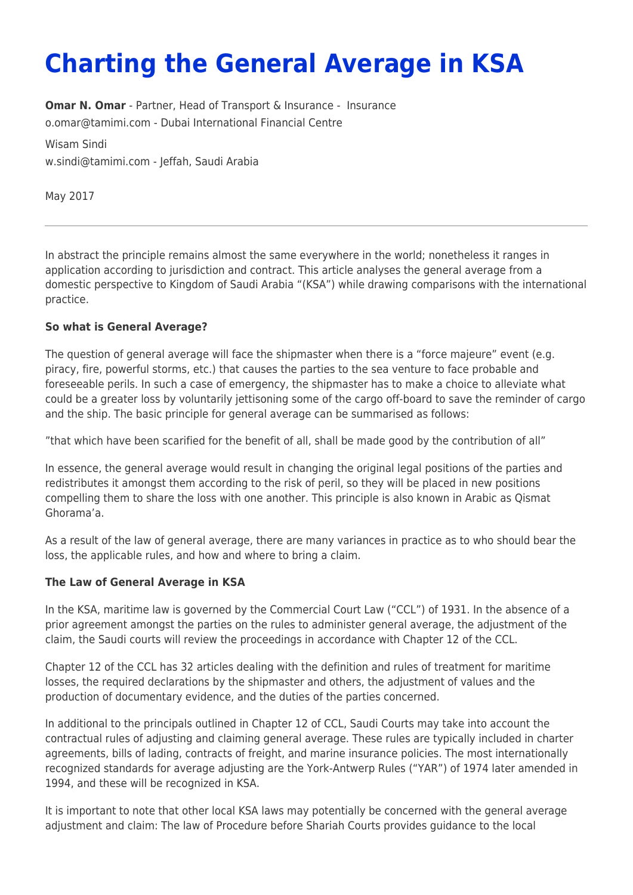# Charting the General Average in KSA

**Omar N. Omar** - Partner, Head of Transport & Insurance - Insurance
o.omar@tamimi.com - Dubai International Financial Centre

Wisam Sindi
w.sindi@tamimi.com - Jeffah, Saudi Arabia

May 2017

---

In abstract the principle remains almost the same everywhere in the world; nonetheless it ranges in application according to jurisdiction and contract. This article analyses the general average from a domestic perspective to Kingdom of Saudi Arabia "(KSA") while drawing comparisons with the international practice.

**So what is General Average?**

The question of general average will face the shipmaster when there is a "force majeure" event (e.g. piracy, fire, powerful storms, etc.) that causes the parties to the sea venture to face probable and foreseeable perils. In such a case of emergency, the shipmaster has to make a choice to alleviate what could be a greater loss by voluntarily jettisoning some of the cargo off-board to save the reminder of cargo and the ship. The basic principle for general average can be summarised as follows:

"that which have been scarified for the benefit of all, shall be made good by the contribution of all"

In essence, the general average would result in changing the original legal positions of the parties and redistributes it amongst them according to the risk of peril, so they will be placed in new positions compelling them to share the loss with one another. This principle is also known in Arabic as Qismat Ghorama'a.

As a result of the law of general average, there are many variances in practice as to who should bear the loss, the applicable rules, and how and where to bring a claim.

**The Law of General Average in KSA**

In the KSA, maritime law is governed by the Commercial Court Law ("CCL") of 1931. In the absence of a prior agreement amongst the parties on the rules to administer general average, the adjustment of the claim, the Saudi courts will review the proceedings in accordance with Chapter 12 of the CCL.

Chapter 12 of the CCL has 32 articles dealing with the definition and rules of treatment for maritime losses, the required declarations by the shipmaster and others, the adjustment of values and the production of documentary evidence, and the duties of the parties concerned.

In additional to the principals outlined in Chapter 12 of CCL, Saudi Courts may take into account the contractual rules of adjusting and claiming general average. These rules are typically included in charter agreements, bills of lading, contracts of freight, and marine insurance policies. The most internationally recognized standards for average adjusting are the York-Antwerp Rules ("YAR") of 1974 later amended in 1994, and these will be recognized in KSA.

It is important to note that other local KSA laws may potentially be concerned with the general average adjustment and claim: The law of Procedure before Shariah Courts provides guidance to the local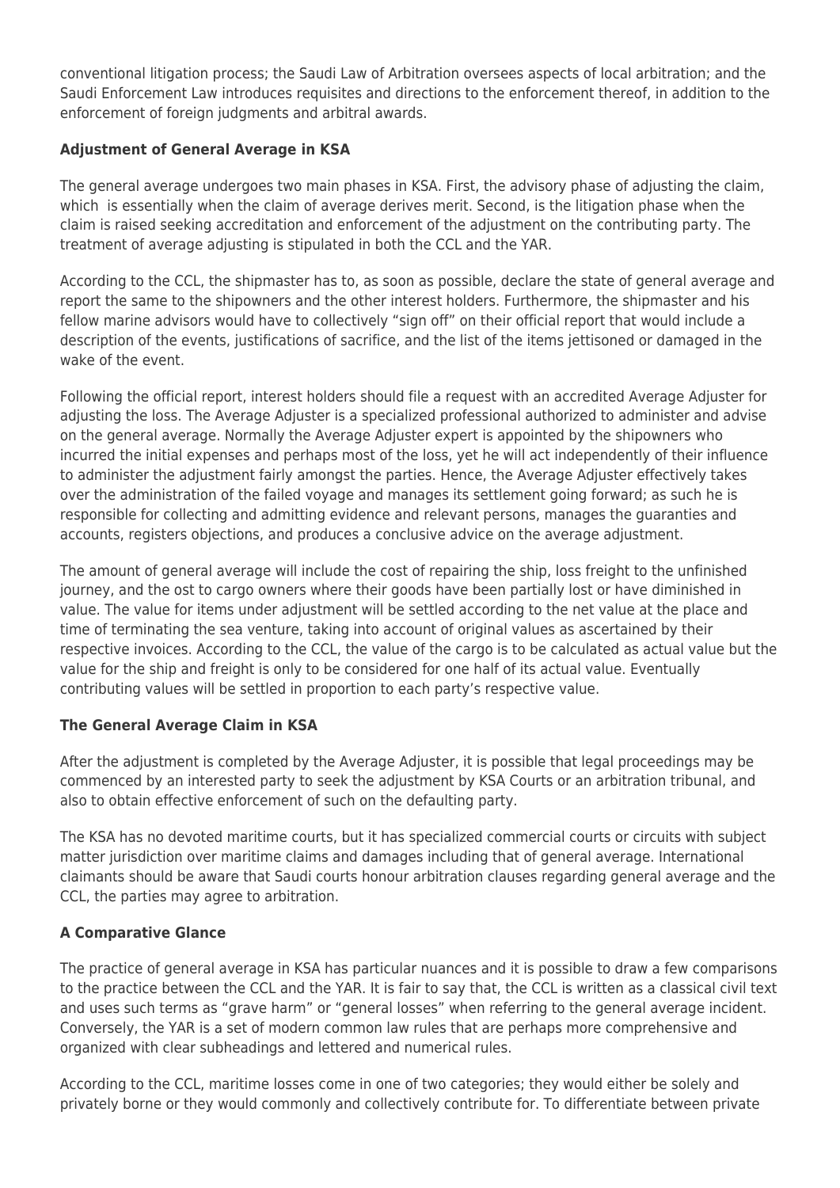conventional litigation process; the Saudi Law of Arbitration oversees aspects of local arbitration; and the Saudi Enforcement Law introduces requisites and directions to the enforcement thereof, in addition to the enforcement of foreign judgments and arbitral awards.

**Adjustment of General Average in KSA**

The general average undergoes two main phases in KSA. First, the advisory phase of adjusting the claim, which is essentially when the claim of average derives merit. Second, is the litigation phase when the claim is raised seeking accreditation and enforcement of the adjustment on the contributing party. The treatment of average adjusting is stipulated in both the CCL and the YAR.

According to the CCL, the shipmaster has to, as soon as possible, declare the state of general average and report the same to the shipowners and the other interest holders. Furthermore, the shipmaster and his fellow marine advisors would have to collectively "sign off" on their official report that would include a description of the events, justifications of sacrifice, and the list of the items jettisoned or damaged in the wake of the event.

Following the official report, interest holders should file a request with an accredited Average Adjuster for adjusting the loss. The Average Adjuster is a specialized professional authorized to administer and advise on the general average. Normally the Average Adjuster expert is appointed by the shipowners who incurred the initial expenses and perhaps most of the loss, yet he will act independently of their influence to administer the adjustment fairly amongst the parties. Hence, the Average Adjuster effectively takes over the administration of the failed voyage and manages its settlement going forward; as such he is responsible for collecting and admitting evidence and relevant persons, manages the guaranties and accounts, registers objections, and produces a conclusive advice on the average adjustment.

The amount of general average will include the cost of repairing the ship, loss freight to the unfinished journey, and the ost to cargo owners where their goods have been partially lost or have diminished in value. The value for items under adjustment will be settled according to the net value at the place and time of terminating the sea venture, taking into account of original values as ascertained by their respective invoices. According to the CCL, the value of the cargo is to be calculated as actual value but the value for the ship and freight is only to be considered for one half of its actual value. Eventually contributing values will be settled in proportion to each party's respective value.

**The General Average Claim in KSA**

After the adjustment is completed by the Average Adjuster, it is possible that legal proceedings may be commenced by an interested party to seek the adjustment by KSA Courts or an arbitration tribunal, and also to obtain effective enforcement of such on the defaulting party.

The KSA has no devoted maritime courts, but it has specialized commercial courts or circuits with subject matter jurisdiction over maritime claims and damages including that of general average. International claimants should be aware that Saudi courts honour arbitration clauses regarding general average and the CCL, the parties may agree to arbitration.

**A Comparative Glance**

The practice of general average in KSA has particular nuances and it is possible to draw a few comparisons to the practice between the CCL and the YAR. It is fair to say that, the CCL is written as a classical civil text and uses such terms as "grave harm" or "general losses" when referring to the general average incident. Conversely, the YAR is a set of modern common law rules that are perhaps more comprehensive and organized with clear subheadings and lettered and numerical rules.

According to the CCL, maritime losses come in one of two categories; they would either be solely and privately borne or they would commonly and collectively contribute for. To differentiate between private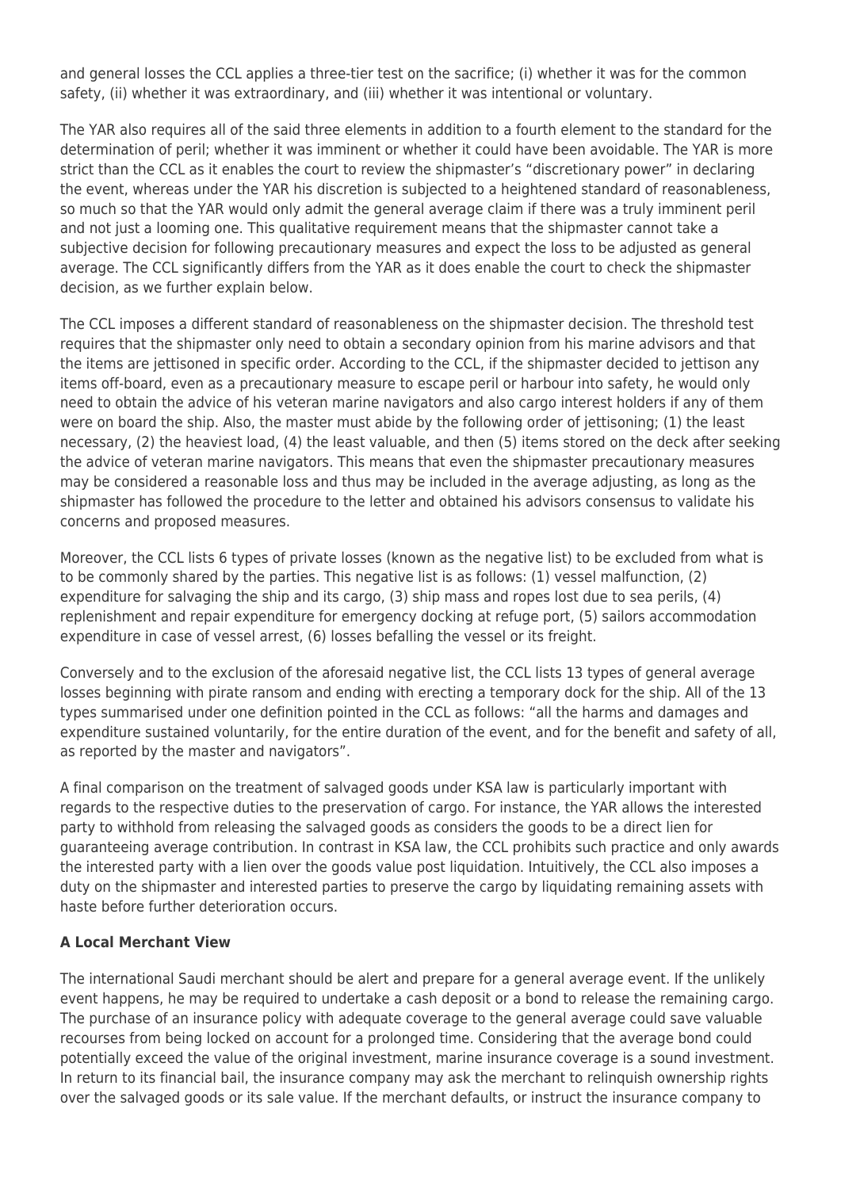and general losses the CCL applies a three-tier test on the sacrifice; (i) whether it was for the common safety, (ii) whether it was extraordinary, and (iii) whether it was intentional or voluntary.

The YAR also requires all of the said three elements in addition to a fourth element to the standard for the determination of peril; whether it was imminent or whether it could have been avoidable. The YAR is more strict than the CCL as it enables the court to review the shipmaster's "discretionary power" in declaring the event, whereas under the YAR his discretion is subjected to a heightened standard of reasonableness, so much so that the YAR would only admit the general average claim if there was a truly imminent peril and not just a looming one. This qualitative requirement means that the shipmaster cannot take a subjective decision for following precautionary measures and expect the loss to be adjusted as general average. The CCL significantly differs from the YAR as it does enable the court to check the shipmaster decision, as we further explain below.

The CCL imposes a different standard of reasonableness on the shipmaster decision. The threshold test requires that the shipmaster only need to obtain a secondary opinion from his marine advisors and that the items are jettisoned in specific order. According to the CCL, if the shipmaster decided to jettison any items off-board, even as a precautionary measure to escape peril or harbour into safety, he would only need to obtain the advice of his veteran marine navigators and also cargo interest holders if any of them were on board the ship. Also, the master must abide by the following order of jettisoning; (1) the least necessary, (2) the heaviest load, (4) the least valuable, and then (5) items stored on the deck after seeking the advice of veteran marine navigators. This means that even the shipmaster precautionary measures may be considered a reasonable loss and thus may be included in the average adjusting, as long as the shipmaster has followed the procedure to the letter and obtained his advisors consensus to validate his concerns and proposed measures.

Moreover, the CCL lists 6 types of private losses (known as the negative list) to be excluded from what is to be commonly shared by the parties. This negative list is as follows: (1) vessel malfunction, (2) expenditure for salvaging the ship and its cargo, (3) ship mass and ropes lost due to sea perils, (4) replenishment and repair expenditure for emergency docking at refuge port, (5) sailors accommodation expenditure in case of vessel arrest, (6) losses befalling the vessel or its freight.

Conversely and to the exclusion of the aforesaid negative list, the CCL lists 13 types of general average losses beginning with pirate ransom and ending with erecting a temporary dock for the ship. All of the 13 types summarised under one definition pointed in the CCL as follows: "all the harms and damages and expenditure sustained voluntarily, for the entire duration of the event, and for the benefit and safety of all, as reported by the master and navigators".

A final comparison on the treatment of salvaged goods under KSA law is particularly important with regards to the respective duties to the preservation of cargo. For instance, the YAR allows the interested party to withhold from releasing the salvaged goods as considers the goods to be a direct lien for guaranteeing average contribution. In contrast in KSA law, the CCL prohibits such practice and only awards the interested party with a lien over the goods value post liquidation. Intuitively, the CCL also imposes a duty on the shipmaster and interested parties to preserve the cargo by liquidating remaining assets with haste before further deterioration occurs.

**A Local Merchant View**

The international Saudi merchant should be alert and prepare for a general average event. If the unlikely event happens, he may be required to undertake a cash deposit or a bond to release the remaining cargo. The purchase of an insurance policy with adequate coverage to the general average could save valuable recourses from being locked on account for a prolonged time. Considering that the average bond could potentially exceed the value of the original investment, marine insurance coverage is a sound investment. In return to its financial bail, the insurance company may ask the merchant to relinquish ownership rights over the salvaged goods or its sale value. If the merchant defaults, or instruct the insurance company to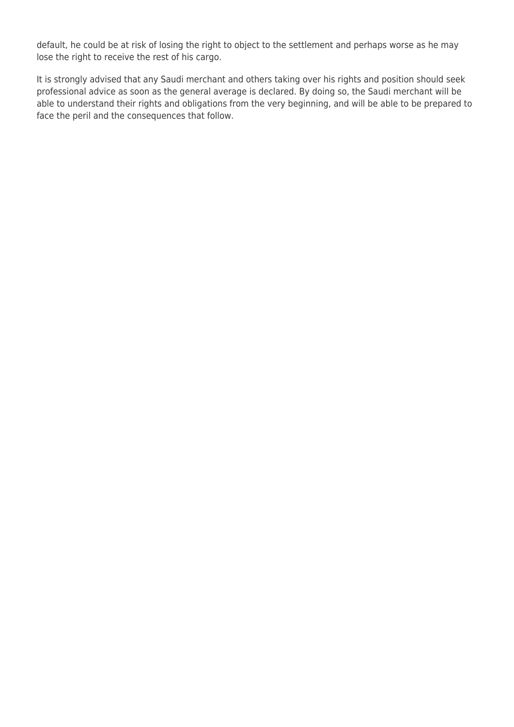default, he could be at risk of losing the right to object to the settlement and perhaps worse as he may lose the right to receive the rest of his cargo.

It is strongly advised that any Saudi merchant and others taking over his rights and position should seek professional advice as soon as the general average is declared. By doing so, the Saudi merchant will be able to understand their rights and obligations from the very beginning, and will be able to be prepared to face the peril and the consequences that follow.